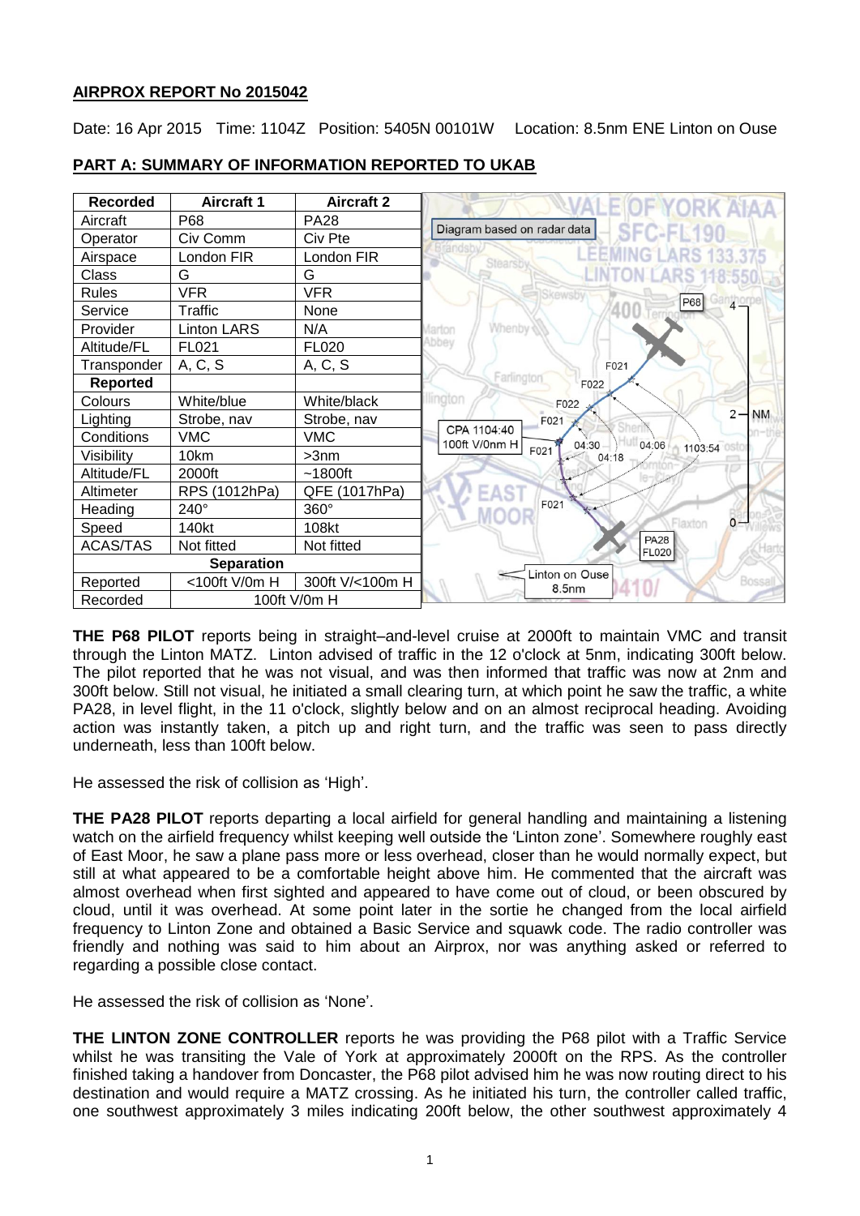**AIRPROX REPORT No 2015042**

Date: 16 Apr 2015 Time: 1104Z Position: 5405N 00101W Location: 8.5nm ENE Linton on Ouse

## PART A: SUMMARY OF INFORMATION REPORTED TO UKAB

| Recorded | Aircraft 1 | Aircraft 2 |
|---|---|---|
| Aircraft | P68 | PA28 |
| Operator | Civ Comm | Civ Pte |
| Airspace | London FIR | London FIR |
| Class | G | G |
| Rules | VFR | VFR |
| Service | Traffic | None |
| Provider | Linton LARS | N/A |
| Altitude/FL | FL021 | FL020 |
| Transponder | A, C, S | A, C, S |
| **Reported** | | |
| Colours | White/blue | White/black |
| Lighting | Strobe, nav | Strobe, nav |
| Conditions | VMC | VMC |
| Visibility | 10km | >3nm |
| Altitude/FL | 2000ft | ~1800ft |
| Altimeter | RPS (1012hPa) | QFE (1017hPa) |
| Heading | 240° | 360° |
| Speed | 140kt | 108kt |
| ACAS/TAS | Not fitted | Not fitted |
| **Separation** | | |
| Reported | <100ft V/0m H | 300ft V/<100m H |
| Recorded | 100ft V/0m H | |

Diagram based on radar data

**THE P68 PILOT** reports being in straight–and-level cruise at 2000ft to maintain VMC and transit through the Linton MATZ. Linton advised of traffic in the 12 o'clock at 5nm, indicating 300ft below. The pilot reported that he was not visual, and was then informed that traffic was now at 2nm and 300ft below. Still not visual, he initiated a small clearing turn, at which point he saw the traffic, a white PA28, in level flight, in the 11 o'clock, slightly below and on an almost reciprocal heading. Avoiding action was instantly taken, a pitch up and right turn, and the traffic was seen to pass directly underneath, less than 100ft below.

He assessed the risk of collision as 'High'.

**THE PA28 PILOT** reports departing a local airfield for general handling and maintaining a listening watch on the airfield frequency whilst keeping well outside the 'Linton zone'. Somewhere roughly east of East Moor, he saw a plane pass more or less overhead, closer than he would normally expect, but still at what appeared to be a comfortable height above him. He commented that the aircraft was almost overhead when first sighted and appeared to have come out of cloud, or been obscured by cloud, until it was overhead. At some point later in the sortie he changed from the local airfield frequency to Linton Zone and obtained a Basic Service and squawk code. The radio controller was friendly and nothing was said to him about an Airprox, nor was anything asked or referred to regarding a possible close contact.

He assessed the risk of collision as 'None'.

**THE LINTON ZONE CONTROLLER** reports he was providing the P68 pilot with a Traffic Service whilst he was transiting the Vale of York at approximately 2000ft on the RPS. As the controller finished taking a handover from Doncaster, the P68 pilot advised him he was now routing direct to his destination and would require a MATZ crossing. As he initiated his turn, the controller called traffic, one southwest approximately 3 miles indicating 200ft below, the other southwest approximately 4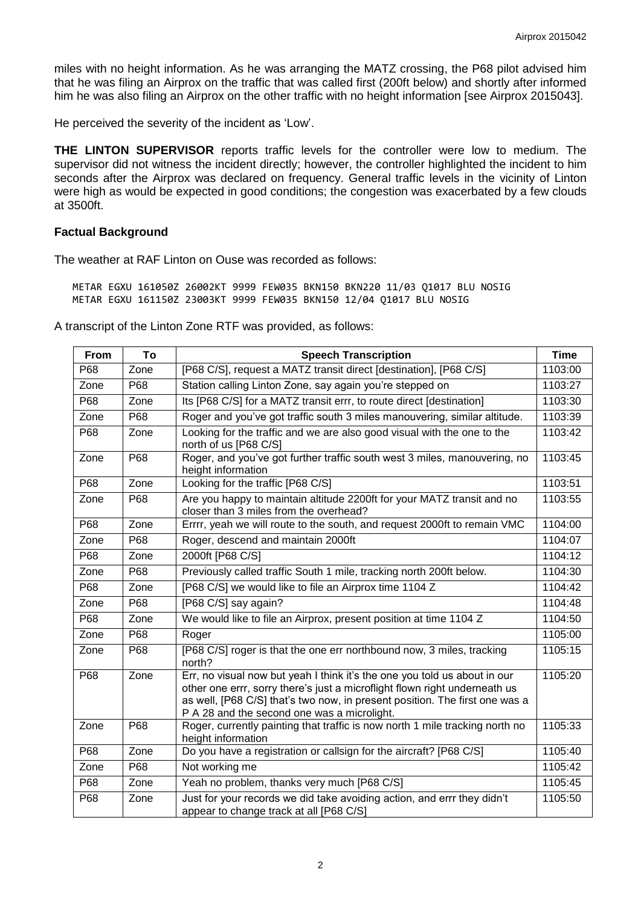miles with no height information. As he was arranging the MATZ crossing, the P68 pilot advised him that he was filing an Airprox on the traffic that was called first (200ft below) and shortly after informed him he was also filing an Airprox on the other traffic with no height information [see Airprox 2015043].

He perceived the severity of the incident as 'Low'.

**THE LINTON SUPERVISOR** reports traffic levels for the controller were low to medium. The supervisor did not witness the incident directly; however, the controller highlighted the incident to him seconds after the Airprox was declared on frequency. General traffic levels in the vicinity of Linton were high as would be expected in good conditions; the congestion was exacerbated by a few clouds at 3500ft.

### Factual Background

The weather at RAF Linton on Ouse was recorded as follows:

```
METAR EGXU 161050Z 26002KT 9999 FEW035 BKN150 BKN220 11/03 Q1017 BLU NOSIG
METAR EGXU 161150Z 23003KT 9999 FEW035 BKN150 12/04 Q1017 BLU NOSIG
```

A transcript of the Linton Zone RTF was provided, as follows:

| From | To | Speech Transcription | Time |
|---|---|---|---|
| P68 | Zone | [P68 C/S], request a MATZ transit direct [destination], [P68 C/S] | 1103:00 |
| Zone | P68 | Station calling Linton Zone, say again you're stepped on | 1103:27 |
| P68 | Zone | Its [P68 C/S] for a MATZ transit errr, to route direct [destination] | 1103:30 |
| Zone | P68 | Roger and you've got traffic south 3 miles manouvering, similar altitude. | 1103:39 |
| P68 | Zone | Looking for the traffic and we are also good visual with the one to the north of us [P68 C/S] | 1103:42 |
| Zone | P68 | Roger, and you've got further traffic south west 3 miles, manouvering, no height information | 1103:45 |
| P68 | Zone | Looking for the traffic [P68 C/S] | 1103:51 |
| Zone | P68 | Are you happy to maintain altitude 2200ft for your MATZ transit and no closer than 3 miles from the overhead? | 1103:55 |
| P68 | Zone | Errrr, yeah we will route to the south, and request 2000ft to remain VMC | 1104:00 |
| Zone | P68 | Roger, descend and maintain 2000ft | 1104:07 |
| P68 | Zone | 2000ft [P68 C/S] | 1104:12 |
| Zone | P68 | Previously called traffic South 1 mile, tracking north 200ft below. | 1104:30 |
| P68 | Zone | [P68 C/S] we would like to file an Airprox time 1104 Z | 1104:42 |
| Zone | P68 | [P68 C/S] say again? | 1104:48 |
| P68 | Zone | We would like to file an Airprox, present position at time 1104 Z | 1104:50 |
| Zone | P68 | Roger | 1105:00 |
| Zone | P68 | [P68 C/S] roger is that the one err northbound now, 3 miles, tracking north? | 1105:15 |
| P68 | Zone | Err, no visual now but yeah I think it's the one you told us about in our other one errr, sorry there's just a microflight flown right underneath us as well, [P68 C/S] that's two now, in present position. The first one was a P A 28 and the second one was a microlight. | 1105:20 |
| Zone | P68 | Roger, currently painting that traffic is now north 1 mile tracking north no height information | 1105:33 |
| P68 | Zone | Do you have a registration or callsign for the aircraft? [P68 C/S] | 1105:40 |
| Zone | P68 | Not working me | 1105:42 |
| P68 | Zone | Yeah no problem, thanks very much [P68 C/S] | 1105:45 |
| P68 | Zone | Just for your records we did take avoiding action, and errr they didn't appear to change track at all [P68 C/S] | 1105:50 |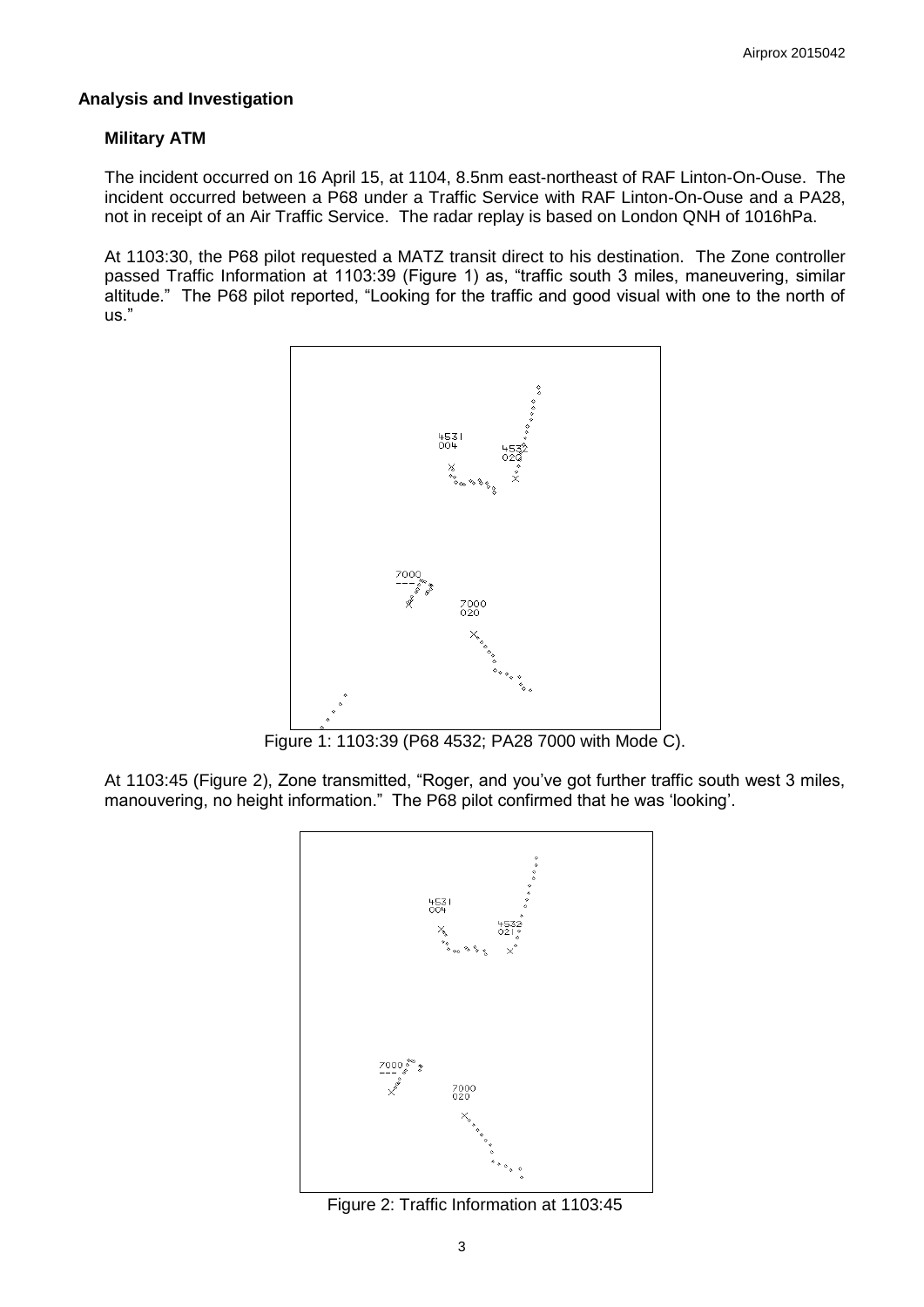## Analysis and Investigation

### Military ATM

The incident occurred on 16 April 15, at 1104, 8.5nm east-northeast of RAF Linton-On-Ouse. The incident occurred between a P68 under a Traffic Service with RAF Linton-On-Ouse and a PA28, not in receipt of an Air Traffic Service. The radar replay is based on London QNH of 1016hPa.

At 1103:30, the P68 pilot requested a MATZ transit direct to his destination. The Zone controller passed Traffic Information at 1103:39 (Figure 1) as, "traffic south 3 miles, maneuvering, similar altitude." The P68 pilot reported, "Looking for the traffic and good visual with one to the north of us."

Figure 1: 1103:39 (P68 4532; PA28 7000 with Mode C).

At 1103:45 (Figure 2), Zone transmitted, "Roger, and you've got further traffic south west 3 miles, manouvering, no height information." The P68 pilot confirmed that he was 'looking'.

Figure 2: Traffic Information at 1103:45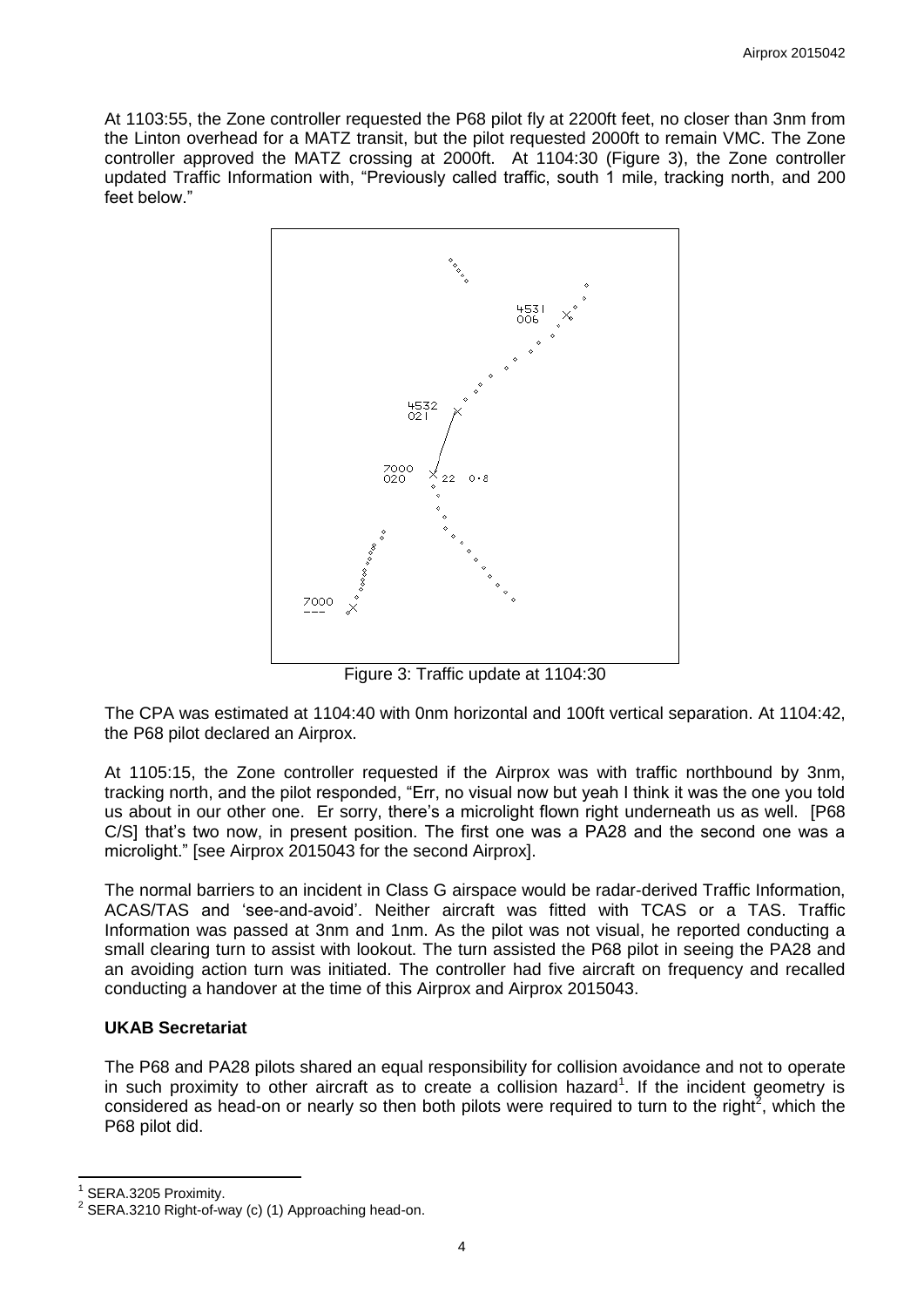At 1103:55, the Zone controller requested the P68 pilot fly at 2200ft feet, no closer than 3nm from the Linton overhead for a MATZ transit, but the pilot requested 2000ft to remain VMC. The Zone controller approved the MATZ crossing at 2000ft. At 1104:30 (Figure 3), the Zone controller updated Traffic Information with, "Previously called traffic, south 1 mile, tracking north, and 200 feet below."

Figure 3: Traffic update at 1104:30

The CPA was estimated at 1104:40 with 0nm horizontal and 100ft vertical separation. At 1104:42, the P68 pilot declared an Airprox.

At 1105:15, the Zone controller requested if the Airprox was with traffic northbound by 3nm, tracking north, and the pilot responded, "Err, no visual now but yeah I think it was the one you told us about in our other one. Er sorry, there's a microlight flown right underneath us as well. [P68 C/S] that's two now, in present position. The first one was a PA28 and the second one was a microlight." [see Airprox 2015043 for the second Airprox].

The normal barriers to an incident in Class G airspace would be radar-derived Traffic Information, ACAS/TAS and 'see-and-avoid'. Neither aircraft was fitted with TCAS or a TAS. Traffic Information was passed at 3nm and 1nm. As the pilot was not visual, he reported conducting a small clearing turn to assist with lookout. The turn assisted the P68 pilot in seeing the PA28 and an avoiding action turn was initiated. The controller had five aircraft on frequency and recalled conducting a handover at the time of this Airprox and Airprox 2015043.

### UKAB Secretariat

The P68 and PA28 pilots shared an equal responsibility for collision avoidance and not to operate in such proximity to other aircraft as to create a collision hazard[1]. If the incident geometry is considered as head-on or nearly so then both pilots were required to turn to the right[2], which the P68 pilot did.

[1] SERA.3205 Proximity.
[2] SERA.3210 Right-of-way (c) (1) Approaching head-on.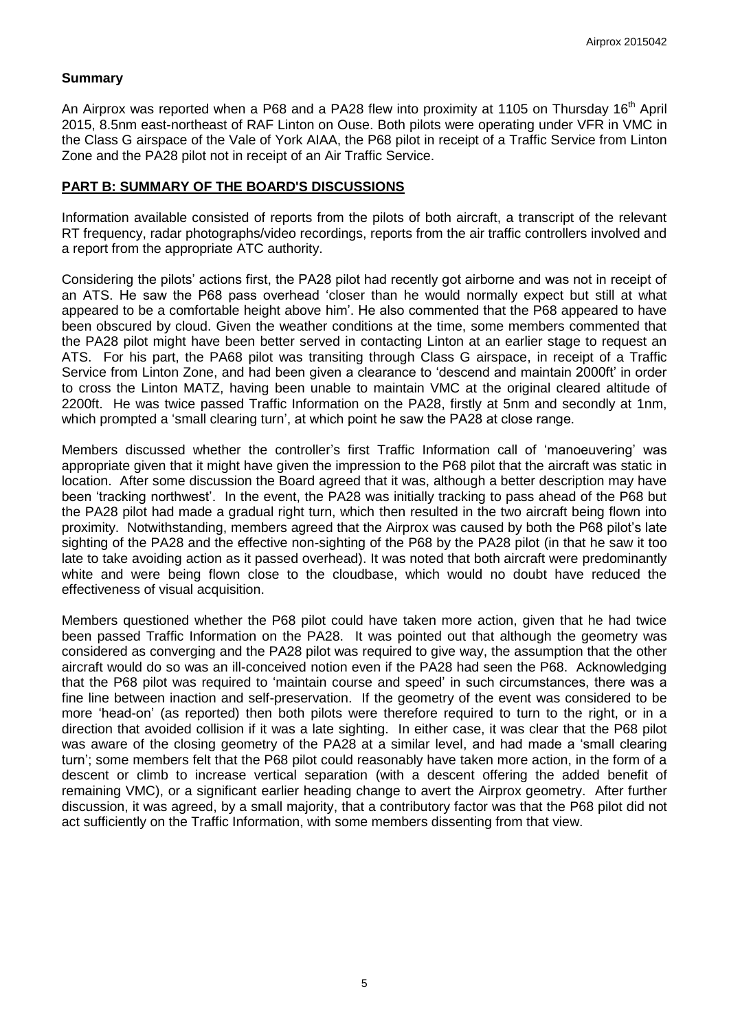## Summary

An Airprox was reported when a P68 and a PA28 flew into proximity at 1105 on Thursday 16th April 2015, 8.5nm east-northeast of RAF Linton on Ouse. Both pilots were operating under VFR in VMC in the Class G airspace of the Vale of York AIAA, the P68 pilot in receipt of a Traffic Service from Linton Zone and the PA28 pilot not in receipt of an Air Traffic Service.

## PART B: SUMMARY OF THE BOARD'S DISCUSSIONS

Information available consisted of reports from the pilots of both aircraft, a transcript of the relevant RT frequency, radar photographs/video recordings, reports from the air traffic controllers involved and a report from the appropriate ATC authority.

Considering the pilots' actions first, the PA28 pilot had recently got airborne and was not in receipt of an ATS. He saw the P68 pass overhead 'closer than he would normally expect but still at what appeared to be a comfortable height above him'. He also commented that the P68 appeared to have been obscured by cloud. Given the weather conditions at the time, some members commented that the PA28 pilot might have been better served in contacting Linton at an earlier stage to request an ATS. For his part, the PA68 pilot was transiting through Class G airspace, in receipt of a Traffic Service from Linton Zone, and had been given a clearance to 'descend and maintain 2000ft' in order to cross the Linton MATZ, having been unable to maintain VMC at the original cleared altitude of 2200ft. He was twice passed Traffic Information on the PA28, firstly at 5nm and secondly at 1nm, which prompted a 'small clearing turn', at which point he saw the PA28 at close range.

Members discussed whether the controller's first Traffic Information call of 'manoeuvering' was appropriate given that it might have given the impression to the P68 pilot that the aircraft was static in location. After some discussion the Board agreed that it was, although a better description may have been 'tracking northwest'. In the event, the PA28 was initially tracking to pass ahead of the P68 but the PA28 pilot had made a gradual right turn, which then resulted in the two aircraft being flown into proximity. Notwithstanding, members agreed that the Airprox was caused by both the P68 pilot's late sighting of the PA28 and the effective non-sighting of the P68 by the PA28 pilot (in that he saw it too late to take avoiding action as it passed overhead). It was noted that both aircraft were predominantly white and were being flown close to the cloudbase, which would no doubt have reduced the effectiveness of visual acquisition.

Members questioned whether the P68 pilot could have taken more action, given that he had twice been passed Traffic Information on the PA28. It was pointed out that although the geometry was considered as converging and the PA28 pilot was required to give way, the assumption that the other aircraft would do so was an ill-conceived notion even if the PA28 had seen the P68. Acknowledging that the P68 pilot was required to 'maintain course and speed' in such circumstances, there was a fine line between inaction and self-preservation. If the geometry of the event was considered to be more 'head-on' (as reported) then both pilots were therefore required to turn to the right, or in a direction that avoided collision if it was a late sighting. In either case, it was clear that the P68 pilot was aware of the closing geometry of the PA28 at a similar level, and had made a 'small clearing turn'; some members felt that the P68 pilot could reasonably have taken more action, in the form of a descent or climb to increase vertical separation (with a descent offering the added benefit of remaining VMC), or a significant earlier heading change to avert the Airprox geometry. After further discussion, it was agreed, by a small majority, that a contributory factor was that the P68 pilot did not act sufficiently on the Traffic Information, with some members dissenting from that view.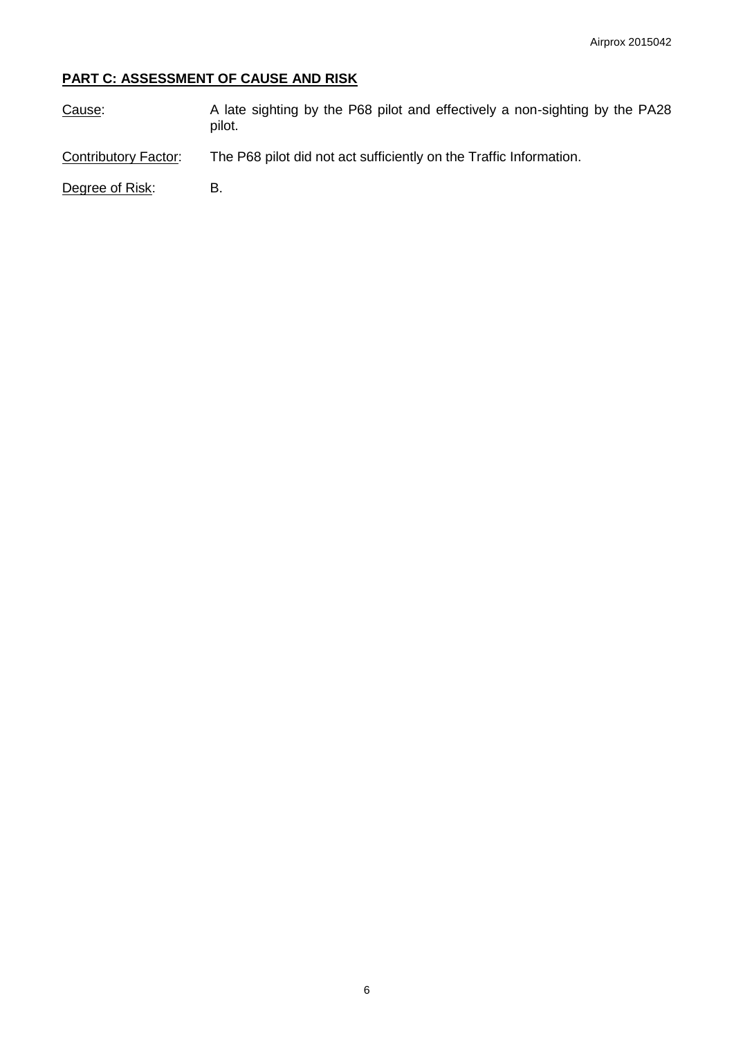**PART C: ASSESSMENT OF CAUSE AND RISK**

Cause: A late sighting by the P68 pilot and effectively a non-sighting by the PA28 pilot.

Contributory Factor: The P68 pilot did not act sufficiently on the Traffic Information.

Degree of Risk: B.